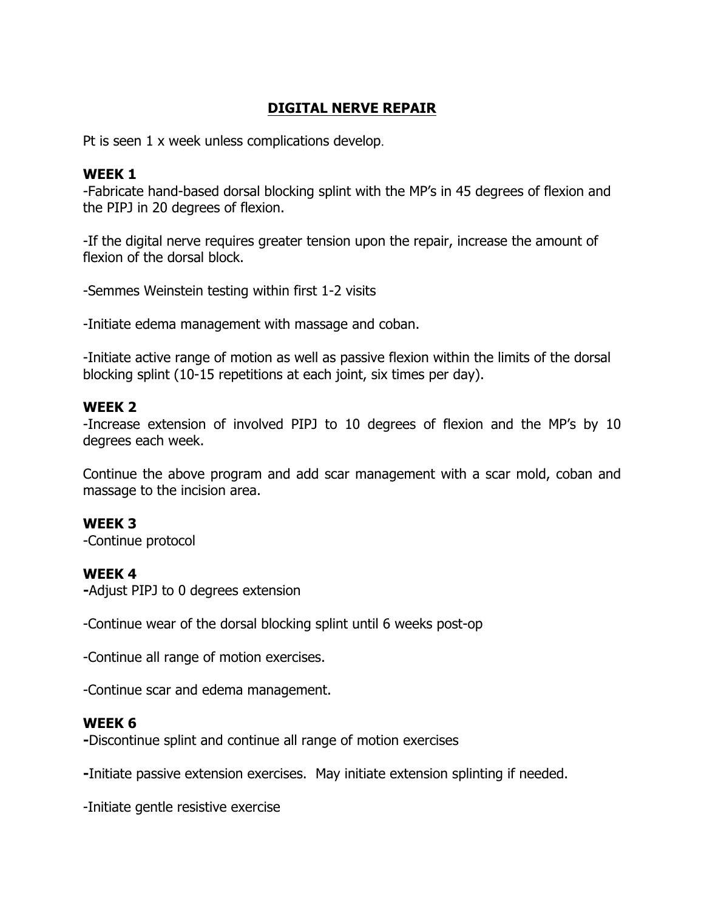# DIGITAL NERVE REPAIR

Pt is seen 1 x week unless complications develop.

### WEEK 1

-Fabricate hand-based dorsal blocking splint with the MP's in 45 degrees of flexion and the PIPJ in 20 degrees of flexion.

-If the digital nerve requires greater tension upon the repair, increase the amount of flexion of the dorsal block.

-Semmes Weinstein testing within first 1-2 visits

-Initiate edema management with massage and coban.

-Initiate active range of motion as well as passive flexion within the limits of the dorsal blocking splint (10-15 repetitions at each joint, six times per day).

### WEEK 2

-Increase extension of involved PIPJ to 10 degrees of flexion and the MP's by 10 degrees each week.

Continue the above program and add scar management with a scar mold, coban and massage to the incision area.

### WEEK 3

-Continue protocol

### WEEK 4

-Adjust PIPJ to 0 degrees extension

-Continue wear of the dorsal blocking splint until 6 weeks post-op

-Continue all range of motion exercises.

-Continue scar and edema management.

### WEEK 6

-Discontinue splint and continue all range of motion exercises

-Initiate passive extension exercises. May initiate extension splinting if needed.

-Initiate gentle resistive exercise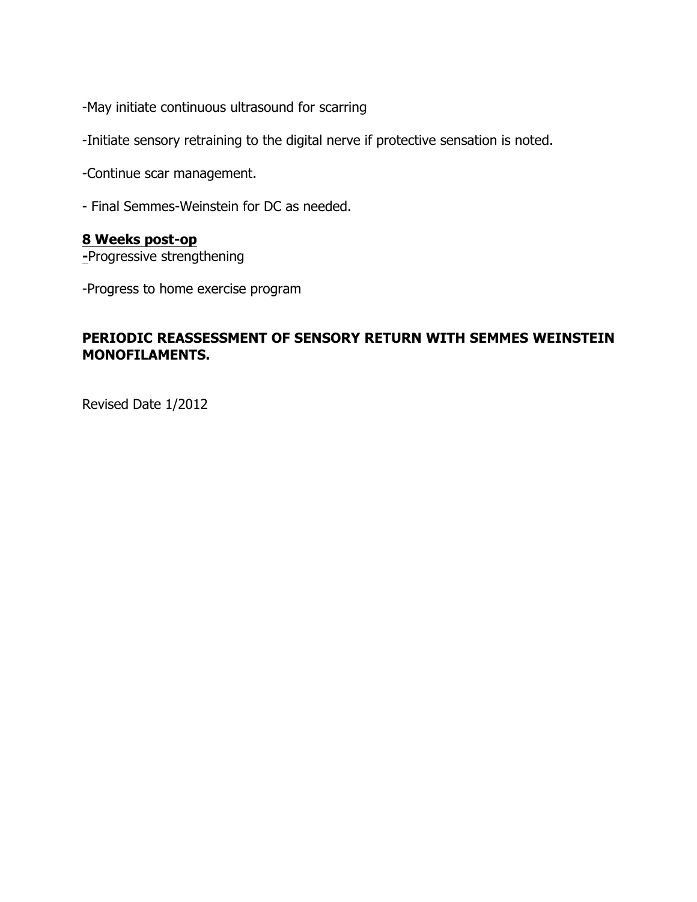-May initiate continuous ultrasound for scarring

-Initiate sensory retraining to the digital nerve if protective sensation is noted.

-Continue scar management.

- Final Semmes-Weinstein for DC as needed.

**8 Weeks post-op**

-Progressive strengthening

-Progress to home exercise program

**PERIODIC REASSESSMENT OF SENSORY RETURN WITH SEMMES WEINSTEIN MONOFILAMENTS.**

Revised Date 1/2012